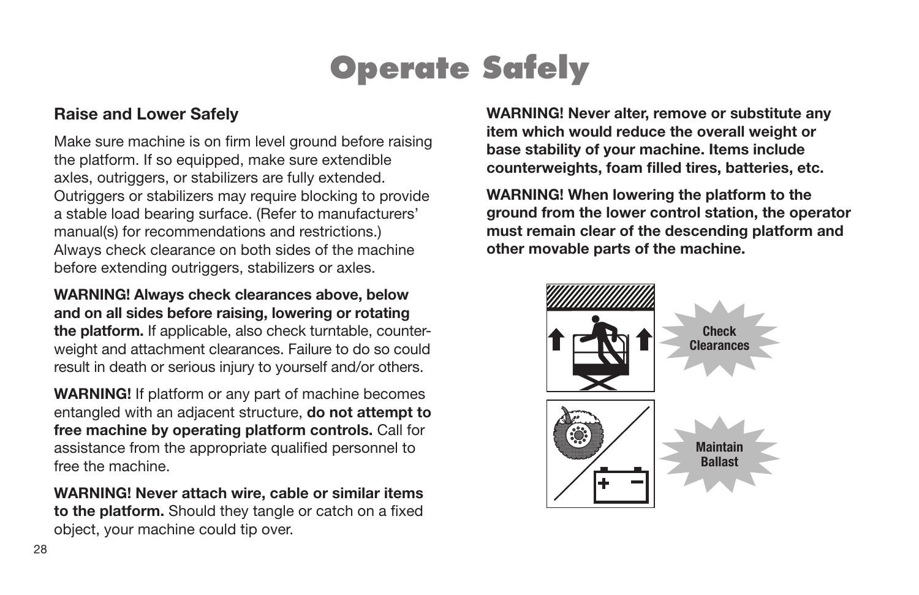# Operate Safely

## Raise and Lower Safely

Make sure machine is on firm level ground before raising the platform. If so equipped, make sure extendible axles, outriggers, or stabilizers are fully extended. Outriggers or stabilizers may require blocking to provide a stable load bearing surface. (Refer to manufacturers' manual(s) for recommendations and restrictions.) Always check clearance on both sides of the machine before extending outriggers, stabilizers or axles.

**WARNING! Always check clearances above, below and on all sides before raising, lowering or rotating the platform.** If applicable, also check turntable, counter-weight and attachment clearances. Failure to do so could result in death or serious injury to yourself and/or others.

**WARNING!** If platform or any part of machine becomes entangled with an adjacent structure, **do not attempt to free machine by operating platform controls.** Call for assistance from the appropriate qualified personnel to free the machine.

**WARNING! Never attach wire, cable or similar items to the platform.** Should they tangle or catch on a fixed object, your machine could tip over.

**WARNING! Never alter, remove or substitute any item which would reduce the overall weight or base stability of your machine. Items include counterweights, foam filled tires, batteries, etc.**

**WARNING! When lowering the platform to the ground from the lower control station, the operator must remain clear of the descending platform and other movable parts of the machine.**

Check Clearances

Maintain Ballast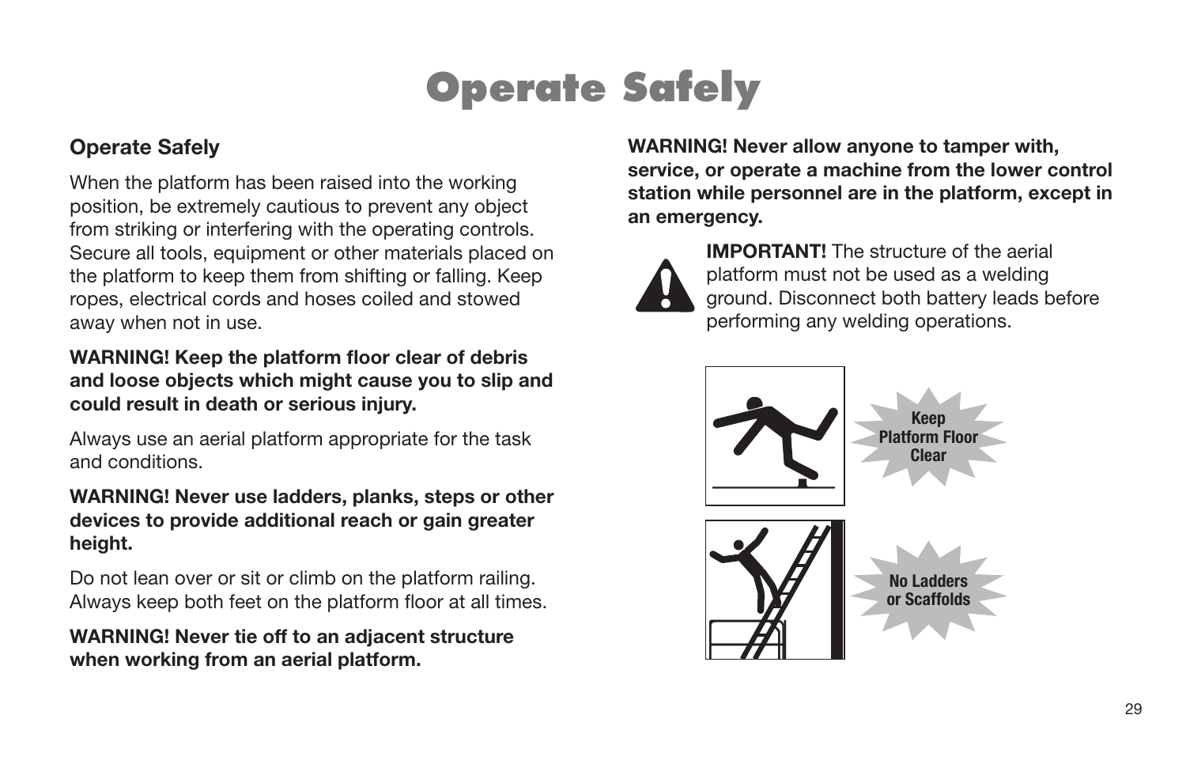# Operate Safely

## Operate Safely

When the platform has been raised into the working position, be extremely cautious to prevent any object from striking or interfering with the operating controls. Secure all tools, equipment or other materials placed on the platform to keep them from shifting or falling. Keep ropes, electrical cords and hoses coiled and stowed away when not in use.

**WARNING! Keep the platform floor clear of debris and loose objects which might cause you to slip and could result in death or serious injury.**

Always use an aerial platform appropriate for the task and conditions.

**WARNING! Never use ladders, planks, steps or other devices to provide additional reach or gain greater height.**

Do not lean over or sit or climb on the platform railing. Always keep both feet on the platform floor at all times.

**WARNING! Never tie off to an adjacent structure when working from an aerial platform.**

**WARNING! Never allow anyone to tamper with, service, or operate a machine from the lower control station while personnel are in the platform, except in an emergency.**

**IMPORTANT!** The structure of the aerial platform must not be used as a welding ground. Disconnect both battery leads before performing any welding operations.

Keep Platform Floor Clear

No Ladders or Scaffolds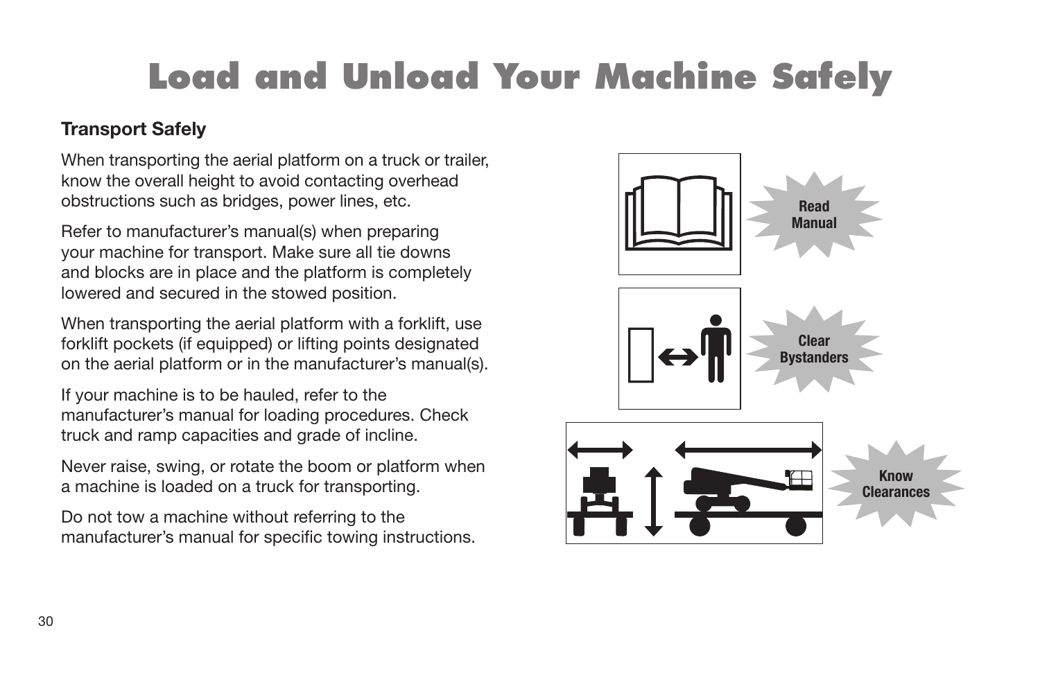# Load and Unload Your Machine Safely

### Transport Safely

When transporting the aerial platform on a truck or trailer, know the overall height to avoid contacting overhead obstructions such as bridges, power lines, etc.

Refer to manufacturer's manual(s) when preparing your machine for transport. Make sure all tie downs and blocks are in place and the platform is completely lowered and secured in the stowed position.

When transporting the aerial platform with a forklift, use forklift pockets (if equipped) or lifting points designated on the aerial platform or in the manufacturer's manual(s).

If your machine is to be hauled, refer to the manufacturer's manual for loading procedures. Check truck and ramp capacities and grade of incline.

Never raise, swing, or rotate the boom or platform when a machine is loaded on a truck for transporting.

Do not tow a machine without referring to the manufacturer's manual for specific towing instructions.

Read Manual

Clear Bystanders

Know Clearances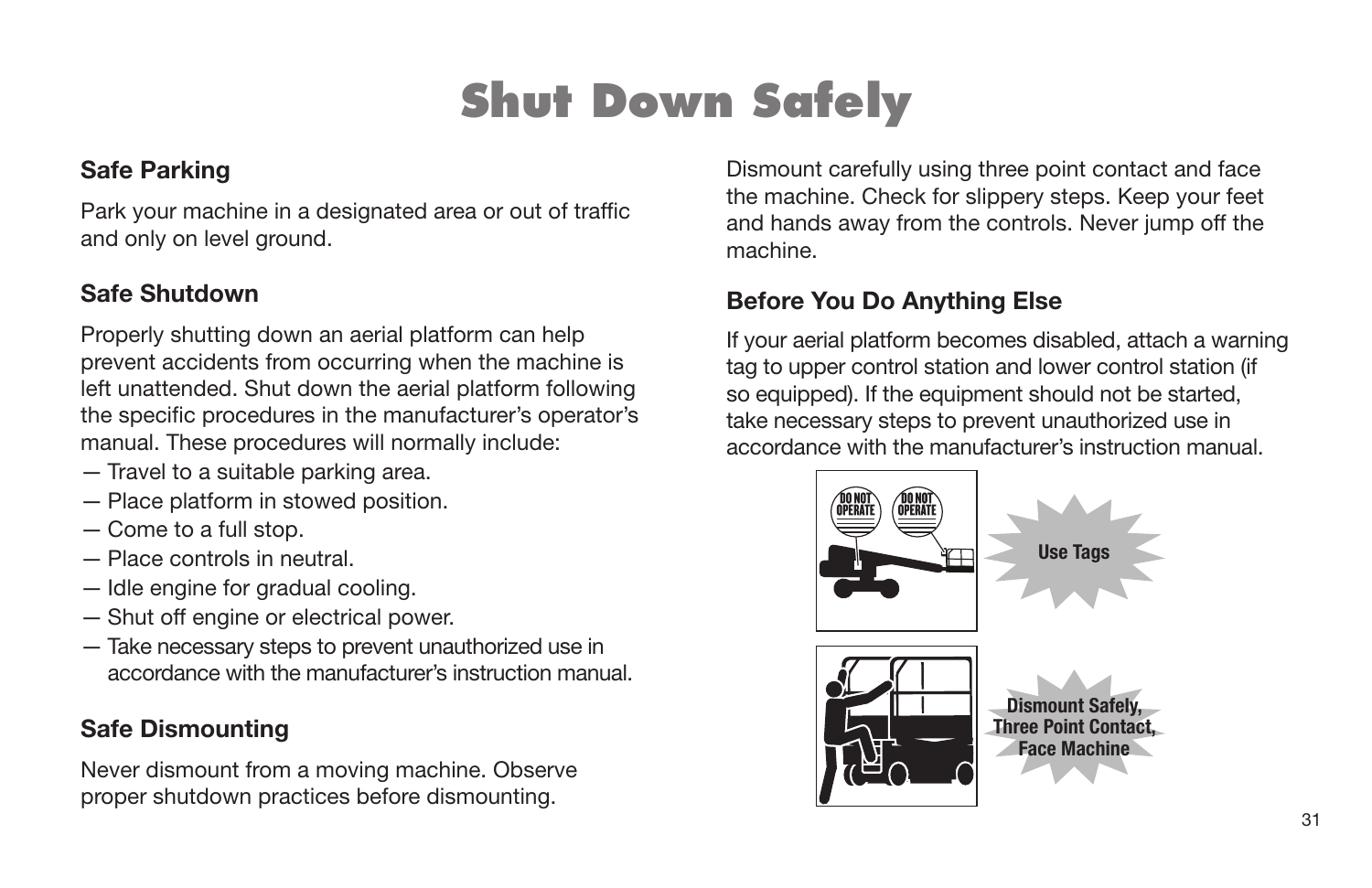# Shut Down Safely

## Safe Parking

Park your machine in a designated area or out of traffic and only on level ground.

## Safe Shutdown

Properly shutting down an aerial platform can help prevent accidents from occurring when the machine is left unattended. Shut down the aerial platform following the specific procedures in the manufacturer's operator's manual. These procedures will normally include:

— Travel to a suitable parking area.
— Place platform in stowed position.
— Come to a full stop.
— Place controls in neutral.
— Idle engine for gradual cooling.
— Shut off engine or electrical power.
— Take necessary steps to prevent unauthorized use in accordance with the manufacturer's instruction manual.

## Safe Dismounting

Never dismount from a moving machine. Observe proper shutdown practices before dismounting.

Dismount carefully using three point contact and face the machine. Check for slippery steps. Keep your feet and hands away from the controls. Never jump off the machine.

## Before You Do Anything Else

If your aerial platform becomes disabled, attach a warning tag to upper control station and lower control station (if so equipped). If the equipment should not be started, take necessary steps to prevent unauthorized use in accordance with the manufacturer's instruction manual.

DO NOT OPERATE

DO NOT OPERATE

Use Tags

Dismount Safely, Three Point Contact, Face Machine